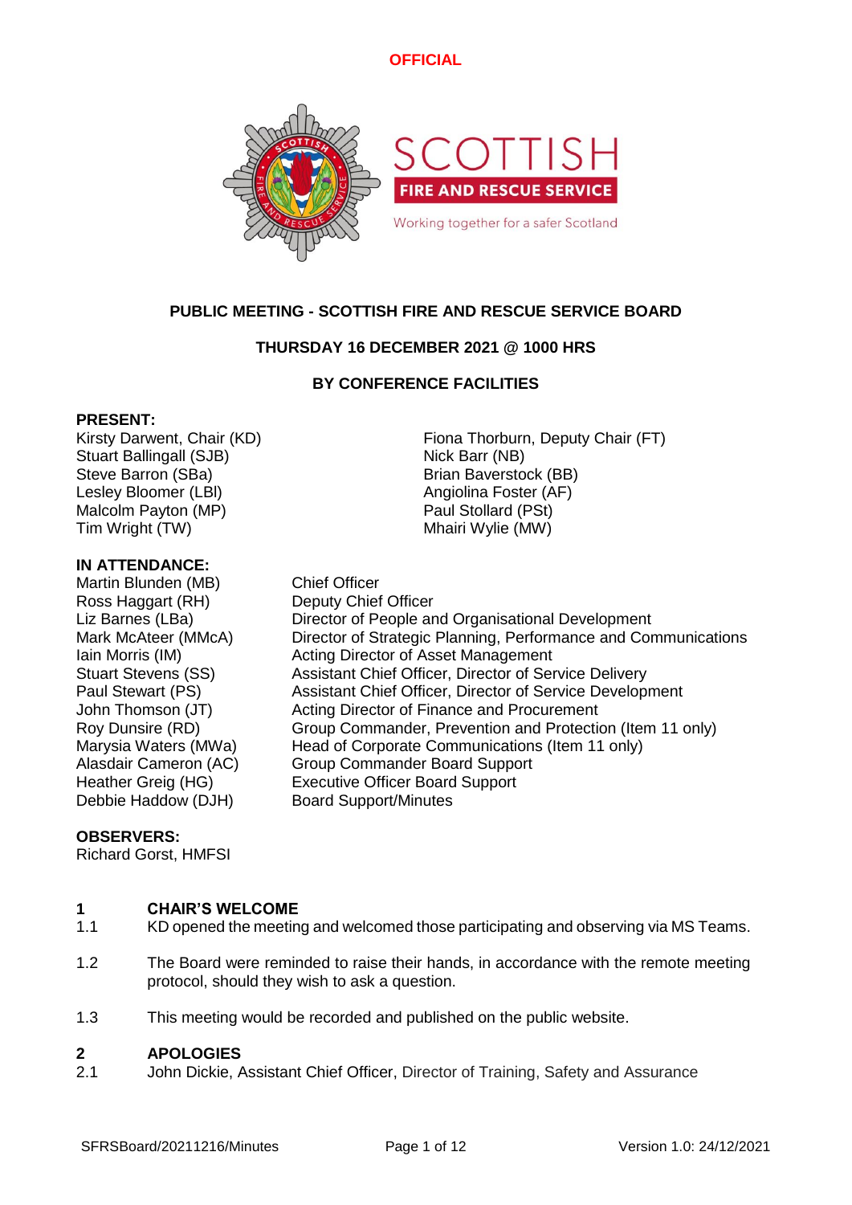**OFFICIAL**

# PUBLIC MEETING - SCOTTISH FIRE AND RESCUE SERVICE BOARD

## THURSDAY 16 DECEMBER 2021 @ 1000 HRS

## BY CONFERENCE FACILITIES

**PRESENT:**

Kirsty Darwent, Chair (KD)
Stuart Ballingall (SJB)
Steve Barron (SBa)
Lesley Bloomer (LBl)
Malcolm Payton (MP)
Tim Wright (TW)
Fiona Thorburn, Deputy Chair (FT)
Nick Barr (NB)
Brian Baverstock (BB)
Angiolina Foster (AF)
Paul Stollard (PSt)
Mhairi Wylie (MW)

**IN ATTENDANCE:**

| | |
|---|---|
| Martin Blunden (MB) | Chief Officer |
| Ross Haggart (RH) | Deputy Chief Officer |
| Liz Barnes (LBa) | Director of People and Organisational Development |
| Mark McAteer (MMcA) | Director of Strategic Planning, Performance and Communications |
| Iain Morris (IM) | Acting Director of Asset Management |
| Stuart Stevens (SS) | Assistant Chief Officer, Director of Service Delivery |
| Paul Stewart (PS) | Assistant Chief Officer, Director of Service Development |
| John Thomson (JT) | Acting Director of Finance and Procurement |
| Roy Dunsire (RD) | Group Commander, Prevention and Protection (Item 11 only) |
| Marysia Waters (MWa) | Head of Corporate Communications (Item 11 only) |
| Alasdair Cameron (AC) | Group Commander Board Support |
| Heather Greig (HG) | Executive Officer Board Support |
| Debbie Haddow (DJH) | Board Support/Minutes |

**OBSERVERS:**

Richard Gorst, HMFSI

## 1 CHAIR'S WELCOME

1.1 KD opened the meeting and welcomed those participating and observing via MS Teams.

1.2 The Board were reminded to raise their hands, in accordance with the remote meeting protocol, should they wish to ask a question.

1.3 This meeting would be recorded and published on the public website.

## 2 APOLOGIES

2.1 John Dickie, Assistant Chief Officer, Director of Training, Safety and Assurance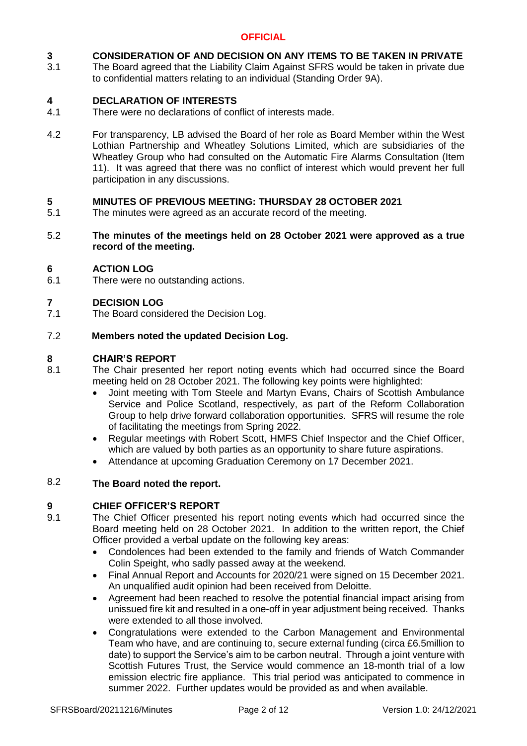## 3 CONSIDERATION OF AND DECISION ON ANY ITEMS TO BE TAKEN IN PRIVATE

3.1 The Board agreed that the Liability Claim Against SFRS would be taken in private due to confidential matters relating to an individual (Standing Order 9A).

## 4 DECLARATION OF INTERESTS

4.1 There were no declarations of conflict of interests made.

4.2 For transparency, LB advised the Board of her role as Board Member within the West Lothian Partnership and Wheatley Solutions Limited, which are subsidiaries of the Wheatley Group who had consulted on the Automatic Fire Alarms Consultation (Item 11). It was agreed that there was no conflict of interest which would prevent her full participation in any discussions.

## 5 MINUTES OF PREVIOUS MEETING: THURSDAY 28 OCTOBER 2021

5.1 The minutes were agreed as an accurate record of the meeting.

5.2 **The minutes of the meetings held on 28 October 2021 were approved as a true record of the meeting.**

## 6 ACTION LOG

6.1 There were no outstanding actions.

## 7 DECISION LOG

7.1 The Board considered the Decision Log.

7.2 **Members noted the updated Decision Log.**

## 8 CHAIR'S REPORT

8.1 The Chair presented her report noting events which had occurred since the Board meeting held on 28 October 2021. The following key points were highlighted:

- Joint meeting with Tom Steele and Martyn Evans, Chairs of Scottish Ambulance Service and Police Scotland, respectively, as part of the Reform Collaboration Group to help drive forward collaboration opportunities. SFRS will resume the role of facilitating the meetings from Spring 2022.
- Regular meetings with Robert Scott, HMFS Chief Inspector and the Chief Officer, which are valued by both parties as an opportunity to share future aspirations.
- Attendance at upcoming Graduation Ceremony on 17 December 2021.

8.2 **The Board noted the report.**

## 9 CHIEF OFFICER'S REPORT

9.1 The Chief Officer presented his report noting events which had occurred since the Board meeting held on 28 October 2021. In addition to the written report, the Chief Officer provided a verbal update on the following key areas:

- Condolences had been extended to the family and friends of Watch Commander Colin Speight, who sadly passed away at the weekend.
- Final Annual Report and Accounts for 2020/21 were signed on 15 December 2021. An unqualified audit opinion had been received from Deloitte.
- Agreement had been reached to resolve the potential financial impact arising from unissued fire kit and resulted in a one-off in year adjustment being received. Thanks were extended to all those involved.
- Congratulations were extended to the Carbon Management and Environmental Team who have, and are continuing to, secure external funding (circa £6.5million to date) to support the Service's aim to be carbon neutral. Through a joint venture with Scottish Futures Trust, the Service would commence an 18-month trial of a low emission electric fire appliance. This trial period was anticipated to commence in summer 2022. Further updates would be provided as and when available.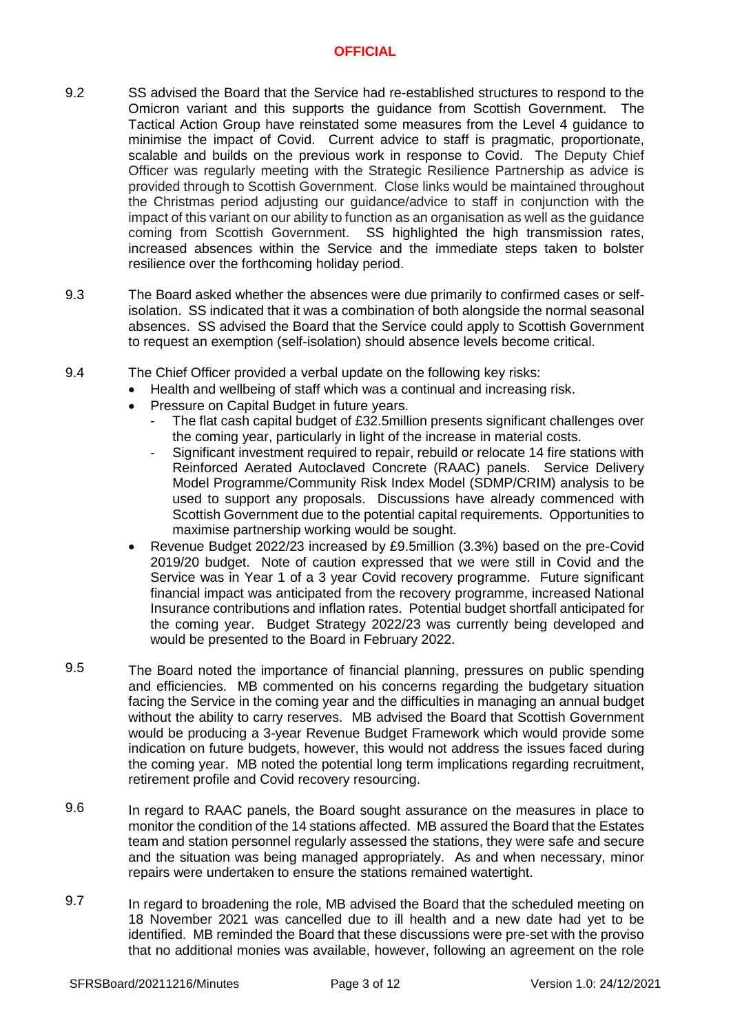9.2 SS advised the Board that the Service had re-established structures to respond to the Omicron variant and this supports the guidance from Scottish Government. The Tactical Action Group have reinstated some measures from the Level 4 guidance to minimise the impact of Covid. Current advice to staff is pragmatic, proportionate, scalable and builds on the previous work in response to Covid. The Deputy Chief Officer was regularly meeting with the Strategic Resilience Partnership as advice is provided through to Scottish Government. Close links would be maintained throughout the Christmas period adjusting our guidance/advice to staff in conjunction with the impact of this variant on our ability to function as an organisation as well as the guidance coming from Scottish Government. SS highlighted the high transmission rates, increased absences within the Service and the immediate steps taken to bolster resilience over the forthcoming holiday period.

9.3 The Board asked whether the absences were due primarily to confirmed cases or self-isolation. SS indicated that it was a combination of both alongside the normal seasonal absences. SS advised the Board that the Service could apply to Scottish Government to request an exemption (self-isolation) should absence levels become critical.

9.4 The Chief Officer provided a verbal update on the following key risks:

- Health and wellbeing of staff which was a continual and increasing risk.
- Pressure on Capital Budget in future years.
  - The flat cash capital budget of £32.5million presents significant challenges over the coming year, particularly in light of the increase in material costs.
  - Significant investment required to repair, rebuild or relocate 14 fire stations with Reinforced Aerated Autoclaved Concrete (RAAC) panels. Service Delivery Model Programme/Community Risk Index Model (SDMP/CRIM) analysis to be used to support any proposals. Discussions have already commenced with Scottish Government due to the potential capital requirements. Opportunities to maximise partnership working would be sought.
- Revenue Budget 2022/23 increased by £9.5million (3.3%) based on the pre-Covid 2019/20 budget. Note of caution expressed that we were still in Covid and the Service was in Year 1 of a 3 year Covid recovery programme. Future significant financial impact was anticipated from the recovery programme, increased National Insurance contributions and inflation rates. Potential budget shortfall anticipated for the coming year. Budget Strategy 2022/23 was currently being developed and would be presented to the Board in February 2022.

9.5 The Board noted the importance of financial planning, pressures on public spending and efficiencies. MB commented on his concerns regarding the budgetary situation facing the Service in the coming year and the difficulties in managing an annual budget without the ability to carry reserves. MB advised the Board that Scottish Government would be producing a 3-year Revenue Budget Framework which would provide some indication on future budgets, however, this would not address the issues faced during the coming year. MB noted the potential long term implications regarding recruitment, retirement profile and Covid recovery resourcing.

9.6 In regard to RAAC panels, the Board sought assurance on the measures in place to monitor the condition of the 14 stations affected. MB assured the Board that the Estates team and station personnel regularly assessed the stations, they were safe and secure and the situation was being managed appropriately. As and when necessary, minor repairs were undertaken to ensure the stations remained watertight.

9.7 In regard to broadening the role, MB advised the Board that the scheduled meeting on 18 November 2021 was cancelled due to ill health and a new date had yet to be identified. MB reminded the Board that these discussions were pre-set with the proviso that no additional monies was available, however, following an agreement on the role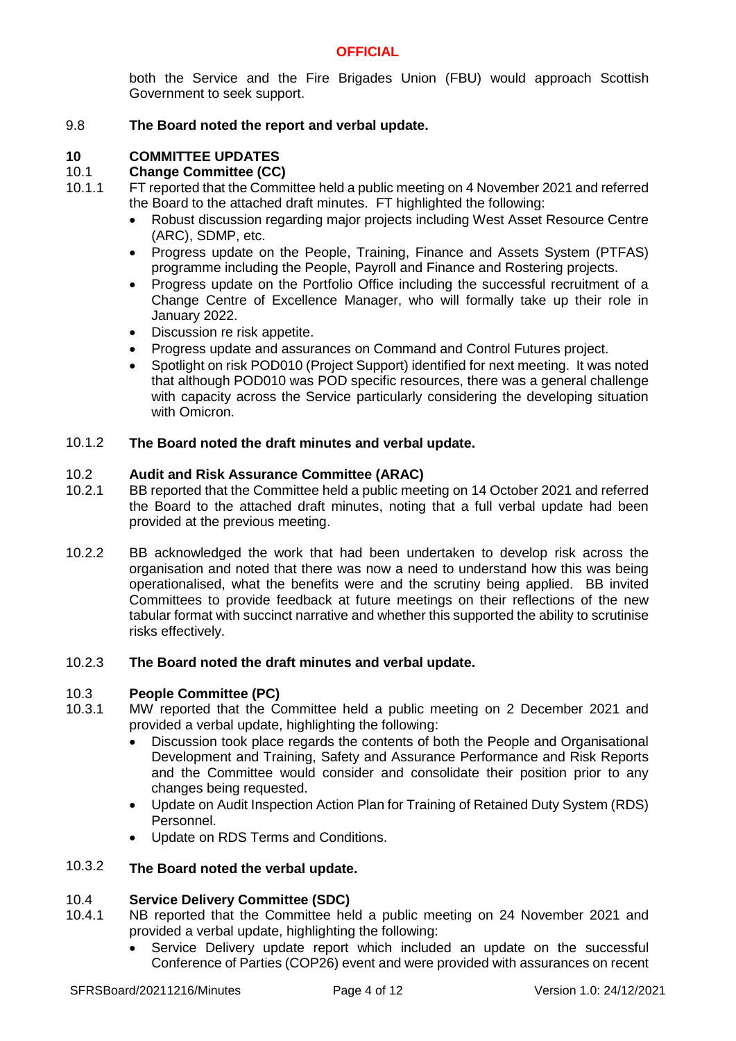both the Service and the Fire Brigades Union (FBU) would approach Scottish Government to seek support.

9.8 **The Board noted the report and verbal update.**

## 10 COMMITTEE UPDATES

### 10.1 Change Committee (CC)

10.1.1 FT reported that the Committee held a public meeting on 4 November 2021 and referred the Board to the attached draft minutes. FT highlighted the following:

- Robust discussion regarding major projects including West Asset Resource Centre (ARC), SDMP, etc.
- Progress update on the People, Training, Finance and Assets System (PTFAS) programme including the People, Payroll and Finance and Rostering projects.
- Progress update on the Portfolio Office including the successful recruitment of a Change Centre of Excellence Manager, who will formally take up their role in January 2022.
- Discussion re risk appetite.
- Progress update and assurances on Command and Control Futures project.
- Spotlight on risk POD010 (Project Support) identified for next meeting. It was noted that although POD010 was POD specific resources, there was a general challenge with capacity across the Service particularly considering the developing situation with Omicron.

10.1.2 **The Board noted the draft minutes and verbal update.**

### 10.2 Audit and Risk Assurance Committee (ARAC)

10.2.1 BB reported that the Committee held a public meeting on 14 October 2021 and referred the Board to the attached draft minutes, noting that a full verbal update had been provided at the previous meeting.

10.2.2 BB acknowledged the work that had been undertaken to develop risk across the organisation and noted that there was now a need to understand how this was being operationalised, what the benefits were and the scrutiny being applied. BB invited Committees to provide feedback at future meetings on their reflections of the new tabular format with succinct narrative and whether this supported the ability to scrutinise risks effectively.

10.2.3 **The Board noted the draft minutes and verbal update.**

### 10.3 People Committee (PC)

10.3.1 MW reported that the Committee held a public meeting on 2 December 2021 and provided a verbal update, highlighting the following:

- Discussion took place regards the contents of both the People and Organisational Development and Training, Safety and Assurance Performance and Risk Reports and the Committee would consider and consolidate their position prior to any changes being requested.
- Update on Audit Inspection Action Plan for Training of Retained Duty System (RDS) Personnel.
- Update on RDS Terms and Conditions.

10.3.2 **The Board noted the verbal update.**

### 10.4 Service Delivery Committee (SDC)

10.4.1 NB reported that the Committee held a public meeting on 24 November 2021 and provided a verbal update, highlighting the following:

- Service Delivery update report which included an update on the successful Conference of Parties (COP26) event and were provided with assurances on recent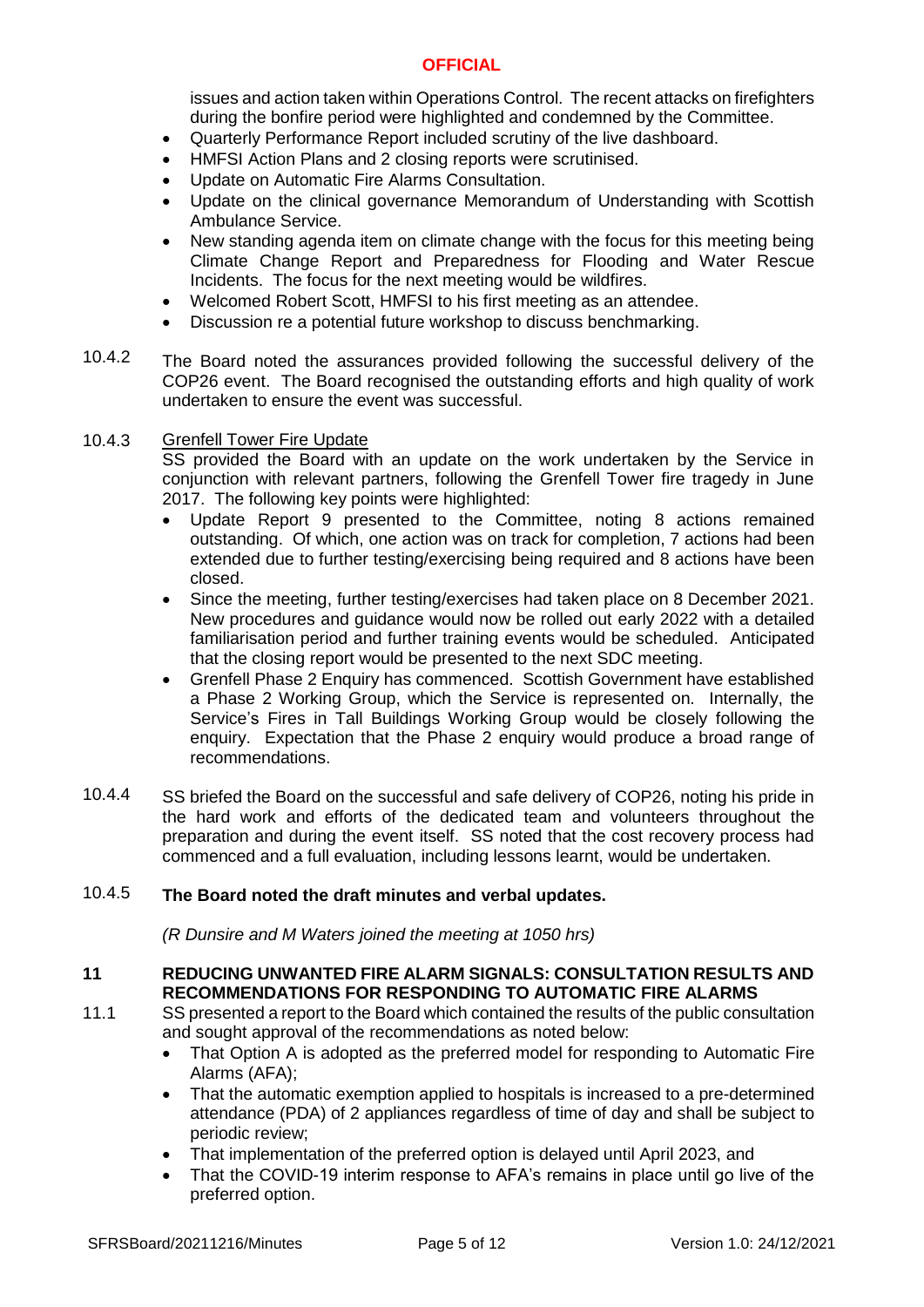issues and action taken within Operations Control. The recent attacks on firefighters during the bonfire period were highlighted and condemned by the Committee.

- Quarterly Performance Report included scrutiny of the live dashboard.
- HMFSI Action Plans and 2 closing reports were scrutinised.
- Update on Automatic Fire Alarms Consultation.
- Update on the clinical governance Memorandum of Understanding with Scottish Ambulance Service.
- New standing agenda item on climate change with the focus for this meeting being Climate Change Report and Preparedness for Flooding and Water Rescue Incidents. The focus for the next meeting would be wildfires.
- Welcomed Robert Scott, HMFSI to his first meeting as an attendee.
- Discussion re a potential future workshop to discuss benchmarking.

10.4.2 The Board noted the assurances provided following the successful delivery of the COP26 event. The Board recognised the outstanding efforts and high quality of work undertaken to ensure the event was successful.

10.4.3 Grenfell Tower Fire Update

SS provided the Board with an update on the work undertaken by the Service in conjunction with relevant partners, following the Grenfell Tower fire tragedy in June 2017. The following key points were highlighted:

- Update Report 9 presented to the Committee, noting 8 actions remained outstanding. Of which, one action was on track for completion, 7 actions had been extended due to further testing/exercising being required and 8 actions have been closed.
- Since the meeting, further testing/exercises had taken place on 8 December 2021. New procedures and guidance would now be rolled out early 2022 with a detailed familiarisation period and further training events would be scheduled. Anticipated that the closing report would be presented to the next SDC meeting.
- Grenfell Phase 2 Enquiry has commenced. Scottish Government have established a Phase 2 Working Group, which the Service is represented on. Internally, the Service's Fires in Tall Buildings Working Group would be closely following the enquiry. Expectation that the Phase 2 enquiry would produce a broad range of recommendations.

10.4.4 SS briefed the Board on the successful and safe delivery of COP26, noting his pride in the hard work and efforts of the dedicated team and volunteers throughout the preparation and during the event itself. SS noted that the cost recovery process had commenced and a full evaluation, including lessons learnt, would be undertaken.

10.4.5 **The Board noted the draft minutes and verbal updates.**

*(R Dunsire and M Waters joined the meeting at 1050 hrs)*

**11 REDUCING UNWANTED FIRE ALARM SIGNALS: CONSULTATION RESULTS AND RECOMMENDATIONS FOR RESPONDING TO AUTOMATIC FIRE ALARMS**

11.1 SS presented a report to the Board which contained the results of the public consultation and sought approval of the recommendations as noted below:

- That Option A is adopted as the preferred model for responding to Automatic Fire Alarms (AFA);
- That the automatic exemption applied to hospitals is increased to a pre-determined attendance (PDA) of 2 appliances regardless of time of day and shall be subject to periodic review;
- That implementation of the preferred option is delayed until April 2023, and
- That the COVID-19 interim response to AFA's remains in place until go live of the preferred option.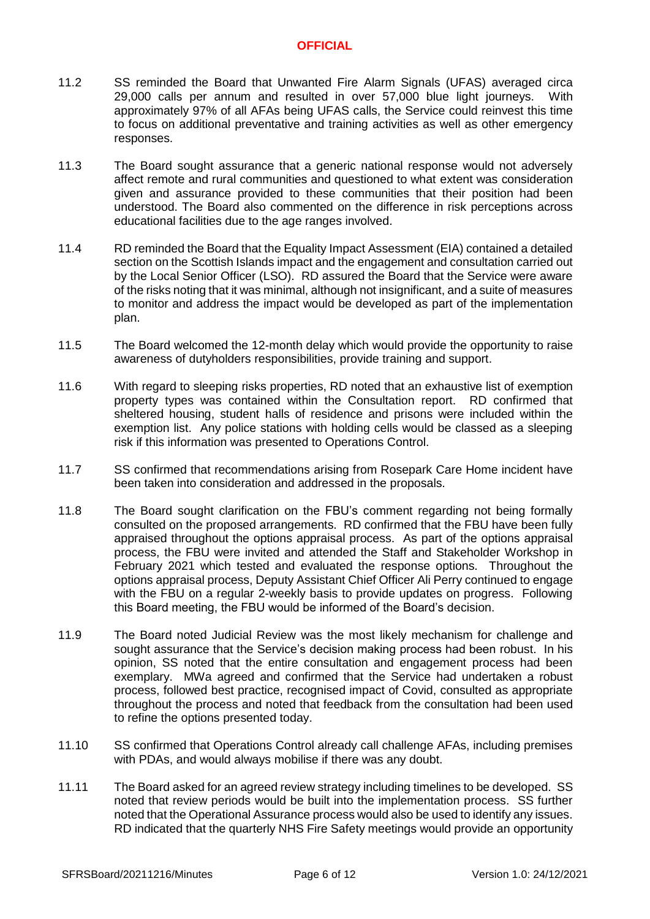11.2 SS reminded the Board that Unwanted Fire Alarm Signals (UFAS) averaged circa 29,000 calls per annum and resulted in over 57,000 blue light journeys. With approximately 97% of all AFAs being UFAS calls, the Service could reinvest this time to focus on additional preventative and training activities as well as other emergency responses.

11.3 The Board sought assurance that a generic national response would not adversely affect remote and rural communities and questioned to what extent was consideration given and assurance provided to these communities that their position had been understood. The Board also commented on the difference in risk perceptions across educational facilities due to the age ranges involved.

11.4 RD reminded the Board that the Equality Impact Assessment (EIA) contained a detailed section on the Scottish Islands impact and the engagement and consultation carried out by the Local Senior Officer (LSO). RD assured the Board that the Service were aware of the risks noting that it was minimal, although not insignificant, and a suite of measures to monitor and address the impact would be developed as part of the implementation plan.

11.5 The Board welcomed the 12-month delay which would provide the opportunity to raise awareness of dutyholders responsibilities, provide training and support.

11.6 With regard to sleeping risks properties, RD noted that an exhaustive list of exemption property types was contained within the Consultation report. RD confirmed that sheltered housing, student halls of residence and prisons were included within the exemption list. Any police stations with holding cells would be classed as a sleeping risk if this information was presented to Operations Control.

11.7 SS confirmed that recommendations arising from Rosepark Care Home incident have been taken into consideration and addressed in the proposals.

11.8 The Board sought clarification on the FBU's comment regarding not being formally consulted on the proposed arrangements. RD confirmed that the FBU have been fully appraised throughout the options appraisal process. As part of the options appraisal process, the FBU were invited and attended the Staff and Stakeholder Workshop in February 2021 which tested and evaluated the response options. Throughout the options appraisal process, Deputy Assistant Chief Officer Ali Perry continued to engage with the FBU on a regular 2-weekly basis to provide updates on progress. Following this Board meeting, the FBU would be informed of the Board's decision.

11.9 The Board noted Judicial Review was the most likely mechanism for challenge and sought assurance that the Service's decision making process had been robust. In his opinion, SS noted that the entire consultation and engagement process had been exemplary. MWa agreed and confirmed that the Service had undertaken a robust process, followed best practice, recognised impact of Covid, consulted as appropriate throughout the process and noted that feedback from the consultation had been used to refine the options presented today.

11.10 SS confirmed that Operations Control already call challenge AFAs, including premises with PDAs, and would always mobilise if there was any doubt.

11.11 The Board asked for an agreed review strategy including timelines to be developed. SS noted that review periods would be built into the implementation process. SS further noted that the Operational Assurance process would also be used to identify any issues. RD indicated that the quarterly NHS Fire Safety meetings would provide an opportunity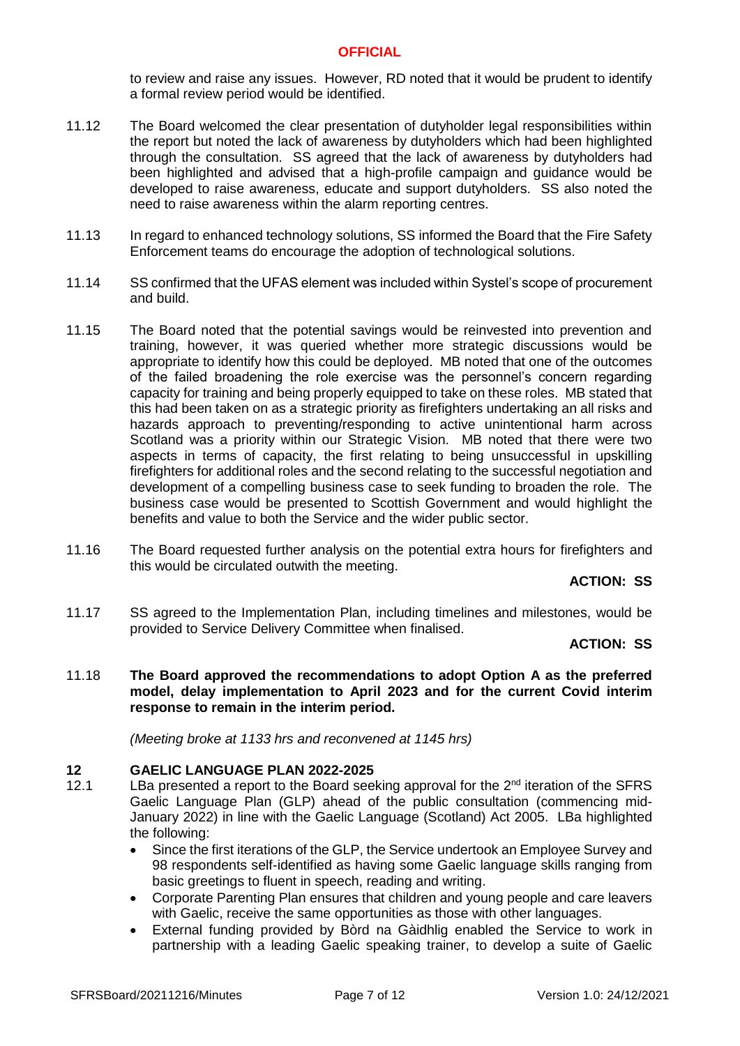to review and raise any issues. However, RD noted that it would be prudent to identify a formal review period would be identified.

11.12 The Board welcomed the clear presentation of dutyholder legal responsibilities within the report but noted the lack of awareness by dutyholders which had been highlighted through the consultation. SS agreed that the lack of awareness by dutyholders had been highlighted and advised that a high-profile campaign and guidance would be developed to raise awareness, educate and support dutyholders. SS also noted the need to raise awareness within the alarm reporting centres.

11.13 In regard to enhanced technology solutions, SS informed the Board that the Fire Safety Enforcement teams do encourage the adoption of technological solutions.

11.14 SS confirmed that the UFAS element was included within Systel's scope of procurement and build.

11.15 The Board noted that the potential savings would be reinvested into prevention and training, however, it was queried whether more strategic discussions would be appropriate to identify how this could be deployed. MB noted that one of the outcomes of the failed broadening the role exercise was the personnel's concern regarding capacity for training and being properly equipped to take on these roles. MB stated that this had been taken on as a strategic priority as firefighters undertaking an all risks and hazards approach to preventing/responding to active unintentional harm across Scotland was a priority within our Strategic Vision. MB noted that there were two aspects in terms of capacity, the first relating to being unsuccessful in upskilling firefighters for additional roles and the second relating to the successful negotiation and development of a compelling business case to seek funding to broaden the role. The business case would be presented to Scottish Government and would highlight the benefits and value to both the Service and the wider public sector.

11.16 The Board requested further analysis on the potential extra hours for firefighters and this would be circulated outwith the meeting.

**ACTION: SS**

11.17 SS agreed to the Implementation Plan, including timelines and milestones, would be provided to Service Delivery Committee when finalised.

**ACTION: SS**

11.18 **The Board approved the recommendations to adopt Option A as the preferred model, delay implementation to April 2023 and for the current Covid interim response to remain in the interim period.**

*(Meeting broke at 1133 hrs and reconvened at 1145 hrs)*

## 12 GAELIC LANGUAGE PLAN 2022-2025

12.1 LBa presented a report to the Board seeking approval for the 2nd iteration of the SFRS Gaelic Language Plan (GLP) ahead of the public consultation (commencing mid-January 2022) in line with the Gaelic Language (Scotland) Act 2005. LBa highlighted the following:

- Since the first iterations of the GLP, the Service undertook an Employee Survey and 98 respondents self-identified as having some Gaelic language skills ranging from basic greetings to fluent in speech, reading and writing.
- Corporate Parenting Plan ensures that children and young people and care leavers with Gaelic, receive the same opportunities as those with other languages.
- External funding provided by Bòrd na Gàidhlig enabled the Service to work in partnership with a leading Gaelic speaking trainer, to develop a suite of Gaelic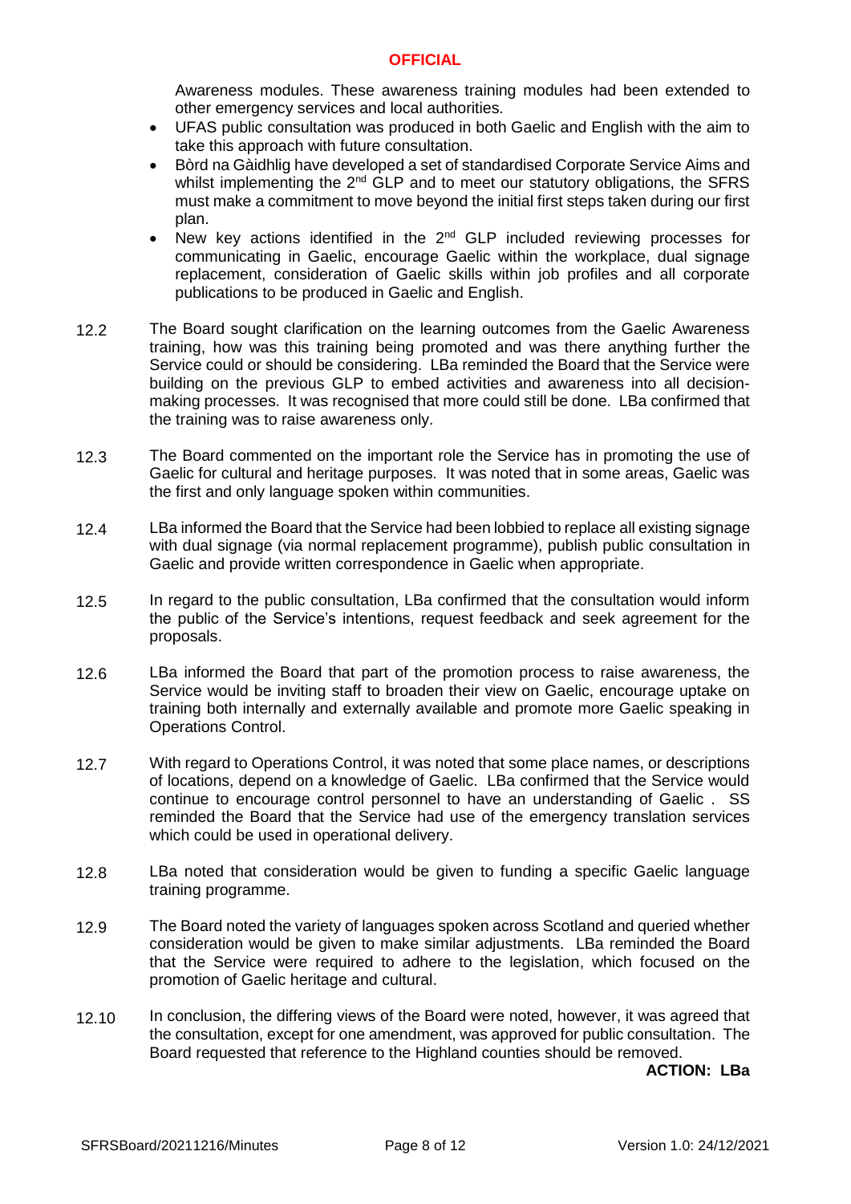Awareness modules. These awareness training modules had been extended to other emergency services and local authorities.

- UFAS public consultation was produced in both Gaelic and English with the aim to take this approach with future consultation.
- Bòrd na Gàidhlig have developed a set of standardised Corporate Service Aims and whilst implementing the 2nd GLP and to meet our statutory obligations, the SFRS must make a commitment to move beyond the initial first steps taken during our first plan.
- New key actions identified in the 2nd GLP included reviewing processes for communicating in Gaelic, encourage Gaelic within the workplace, dual signage replacement, consideration of Gaelic skills within job profiles and all corporate publications to be produced in Gaelic and English.

12.2 The Board sought clarification on the learning outcomes from the Gaelic Awareness training, how was this training being promoted and was there anything further the Service could or should be considering. LBa reminded the Board that the Service were building on the previous GLP to embed activities and awareness into all decision-making processes. It was recognised that more could still be done. LBa confirmed that the training was to raise awareness only.

12.3 The Board commented on the important role the Service has in promoting the use of Gaelic for cultural and heritage purposes. It was noted that in some areas, Gaelic was the first and only language spoken within communities.

12.4 LBa informed the Board that the Service had been lobbied to replace all existing signage with dual signage (via normal replacement programme), publish public consultation in Gaelic and provide written correspondence in Gaelic when appropriate.

12.5 In regard to the public consultation, LBa confirmed that the consultation would inform the public of the Service's intentions, request feedback and seek agreement for the proposals.

12.6 LBa informed the Board that part of the promotion process to raise awareness, the Service would be inviting staff to broaden their view on Gaelic, encourage uptake on training both internally and externally available and promote more Gaelic speaking in Operations Control.

12.7 With regard to Operations Control, it was noted that some place names, or descriptions of locations, depend on a knowledge of Gaelic. LBa confirmed that the Service would continue to encourage control personnel to have an understanding of Gaelic . SS reminded the Board that the Service had use of the emergency translation services which could be used in operational delivery.

12.8 LBa noted that consideration would be given to funding a specific Gaelic language training programme.

12.9 The Board noted the variety of languages spoken across Scotland and queried whether consideration would be given to make similar adjustments. LBa reminded the Board that the Service were required to adhere to the legislation, which focused on the promotion of Gaelic heritage and cultural.

12.10 In conclusion, the differing views of the Board were noted, however, it was agreed that the consultation, except for one amendment, was approved for public consultation. The Board requested that reference to the Highland counties should be removed.

**ACTION: LBa**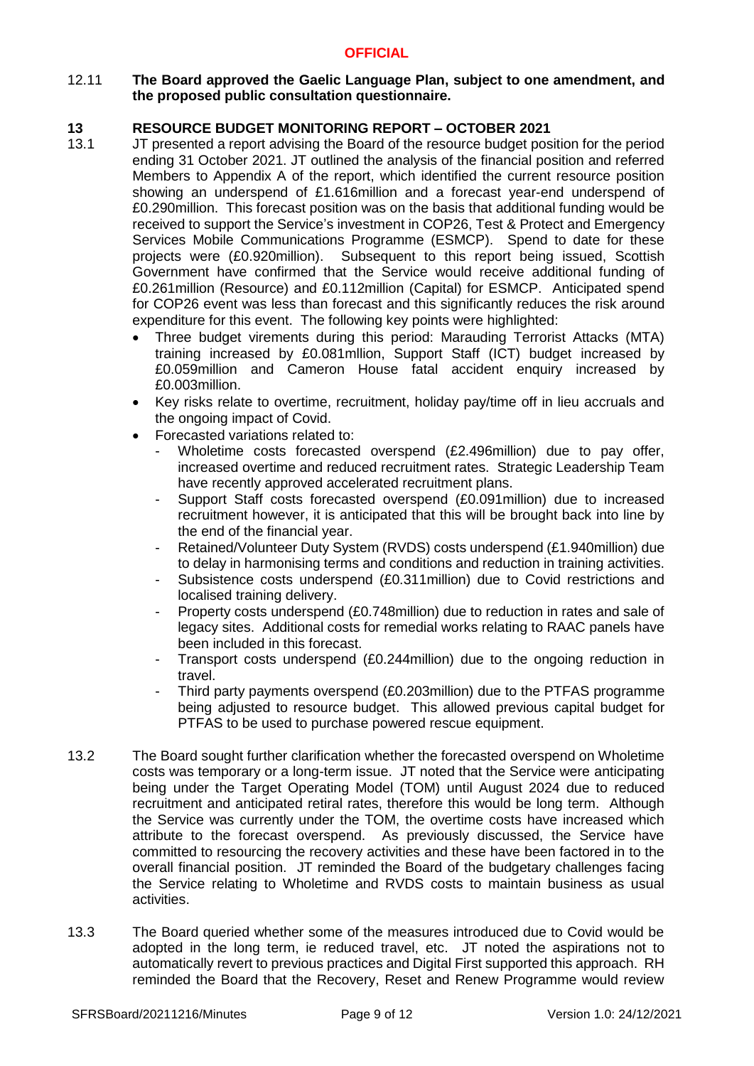12.11 **The Board approved the Gaelic Language Plan, subject to one amendment, and the proposed public consultation questionnaire.**

## 13 RESOURCE BUDGET MONITORING REPORT – OCTOBER 2021

13.1 JT presented a report advising the Board of the resource budget position for the period ending 31 October 2021. JT outlined the analysis of the financial position and referred Members to Appendix A of the report, which identified the current resource position showing an underspend of £1.616million and a forecast year-end underspend of £0.290million. This forecast position was on the basis that additional funding would be received to support the Service's investment in COP26, Test & Protect and Emergency Services Mobile Communications Programme (ESMCP). Spend to date for these projects were (£0.920million). Subsequent to this report being issued, Scottish Government have confirmed that the Service would receive additional funding of £0.261million (Resource) and £0.112million (Capital) for ESMCP. Anticipated spend for COP26 event was less than forecast and this significantly reduces the risk around expenditure for this event. The following key points were highlighted:

- Three budget virements during this period: Marauding Terrorist Attacks (MTA) training increased by £0.081mllion, Support Staff (ICT) budget increased by £0.059million and Cameron House fatal accident enquiry increased by £0.003million.
- Key risks relate to overtime, recruitment, holiday pay/time off in lieu accruals and the ongoing impact of Covid.
- Forecasted variations related to:
  - Wholetime costs forecasted overspend (£2.496million) due to pay offer, increased overtime and reduced recruitment rates. Strategic Leadership Team have recently approved accelerated recruitment plans.
  - Support Staff costs forecasted overspend (£0.091million) due to increased recruitment however, it is anticipated that this will be brought back into line by the end of the financial year.
  - Retained/Volunteer Duty System (RVDS) costs underspend (£1.940million) due to delay in harmonising terms and conditions and reduction in training activities.
  - Subsistence costs underspend (£0.311million) due to Covid restrictions and localised training delivery.
  - Property costs underspend (£0.748million) due to reduction in rates and sale of legacy sites. Additional costs for remedial works relating to RAAC panels have been included in this forecast.
  - Transport costs underspend (£0.244million) due to the ongoing reduction in travel.
  - Third party payments overspend (£0.203million) due to the PTFAS programme being adjusted to resource budget. This allowed previous capital budget for PTFAS to be used to purchase powered rescue equipment.

13.2 The Board sought further clarification whether the forecasted overspend on Wholetime costs was temporary or a long-term issue. JT noted that the Service were anticipating being under the Target Operating Model (TOM) until August 2024 due to reduced recruitment and anticipated retiral rates, therefore this would be long term. Although the Service was currently under the TOM, the overtime costs have increased which attribute to the forecast overspend. As previously discussed, the Service have committed to resourcing the recovery activities and these have been factored in to the overall financial position. JT reminded the Board of the budgetary challenges facing the Service relating to Wholetime and RVDS costs to maintain business as usual activities.

13.3 The Board queried whether some of the measures introduced due to Covid would be adopted in the long term, ie reduced travel, etc. JT noted the aspirations not to automatically revert to previous practices and Digital First supported this approach. RH reminded the Board that the Recovery, Reset and Renew Programme would review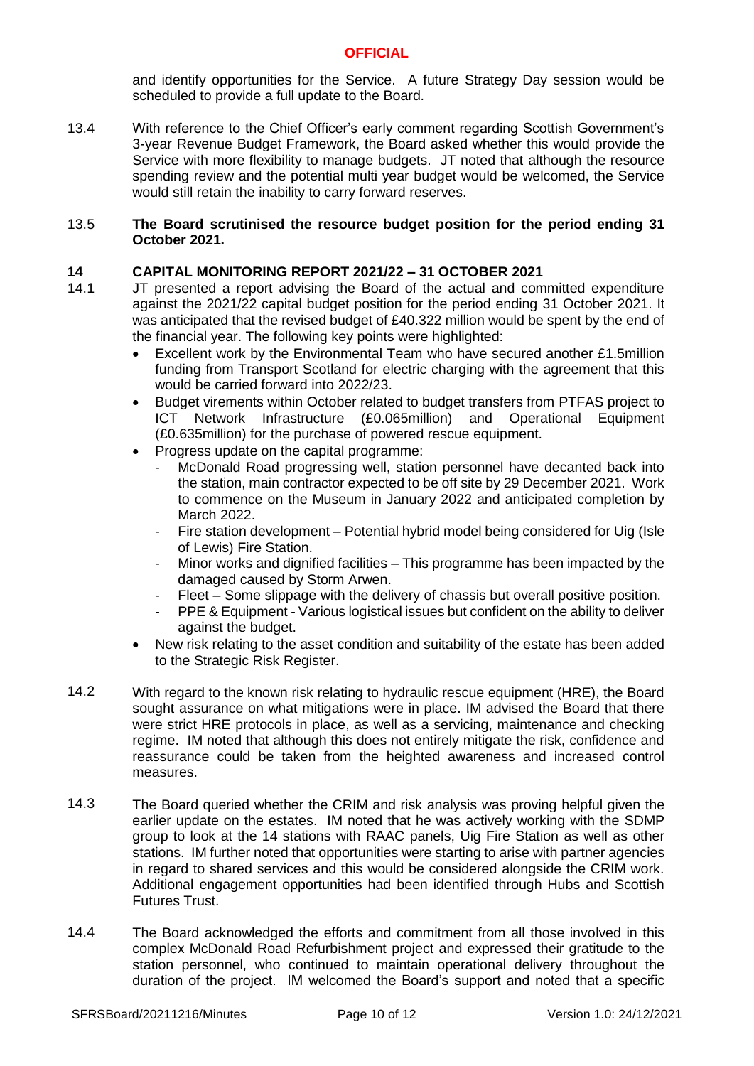and identify opportunities for the Service. A future Strategy Day session would be scheduled to provide a full update to the Board.

13.4 With reference to the Chief Officer's early comment regarding Scottish Government's 3-year Revenue Budget Framework, the Board asked whether this would provide the Service with more flexibility to manage budgets. JT noted that although the resource spending review and the potential multi year budget would be welcomed, the Service would still retain the inability to carry forward reserves.

13.5 **The Board scrutinised the resource budget position for the period ending 31 October 2021.**

## 14 CAPITAL MONITORING REPORT 2021/22 – 31 OCTOBER 2021

14.1 JT presented a report advising the Board of the actual and committed expenditure against the 2021/22 capital budget position for the period ending 31 October 2021. It was anticipated that the revised budget of £40.322 million would be spent by the end of the financial year. The following key points were highlighted:

- Excellent work by the Environmental Team who have secured another £1.5million funding from Transport Scotland for electric charging with the agreement that this would be carried forward into 2022/23.
- Budget virements within October related to budget transfers from PTFAS project to ICT Network Infrastructure (£0.065million) and Operational Equipment (£0.635million) for the purchase of powered rescue equipment.
- Progress update on the capital programme:
  - McDonald Road progressing well, station personnel have decanted back into the station, main contractor expected to be off site by 29 December 2021. Work to commence on the Museum in January 2022 and anticipated completion by March 2022.
  - Fire station development – Potential hybrid model being considered for Uig (Isle of Lewis) Fire Station.
  - Minor works and dignified facilities – This programme has been impacted by the damaged caused by Storm Arwen.
  - Fleet – Some slippage with the delivery of chassis but overall positive position.
  - PPE & Equipment - Various logistical issues but confident on the ability to deliver against the budget.
- New risk relating to the asset condition and suitability of the estate has been added to the Strategic Risk Register.

14.2 With regard to the known risk relating to hydraulic rescue equipment (HRE), the Board sought assurance on what mitigations were in place. IM advised the Board that there were strict HRE protocols in place, as well as a servicing, maintenance and checking regime. IM noted that although this does not entirely mitigate the risk, confidence and reassurance could be taken from the heighted awareness and increased control measures.

14.3 The Board queried whether the CRIM and risk analysis was proving helpful given the earlier update on the estates. IM noted that he was actively working with the SDMP group to look at the 14 stations with RAAC panels, Uig Fire Station as well as other stations. IM further noted that opportunities were starting to arise with partner agencies in regard to shared services and this would be considered alongside the CRIM work. Additional engagement opportunities had been identified through Hubs and Scottish Futures Trust.

14.4 The Board acknowledged the efforts and commitment from all those involved in this complex McDonald Road Refurbishment project and expressed their gratitude to the station personnel, who continued to maintain operational delivery throughout the duration of the project. IM welcomed the Board's support and noted that a specific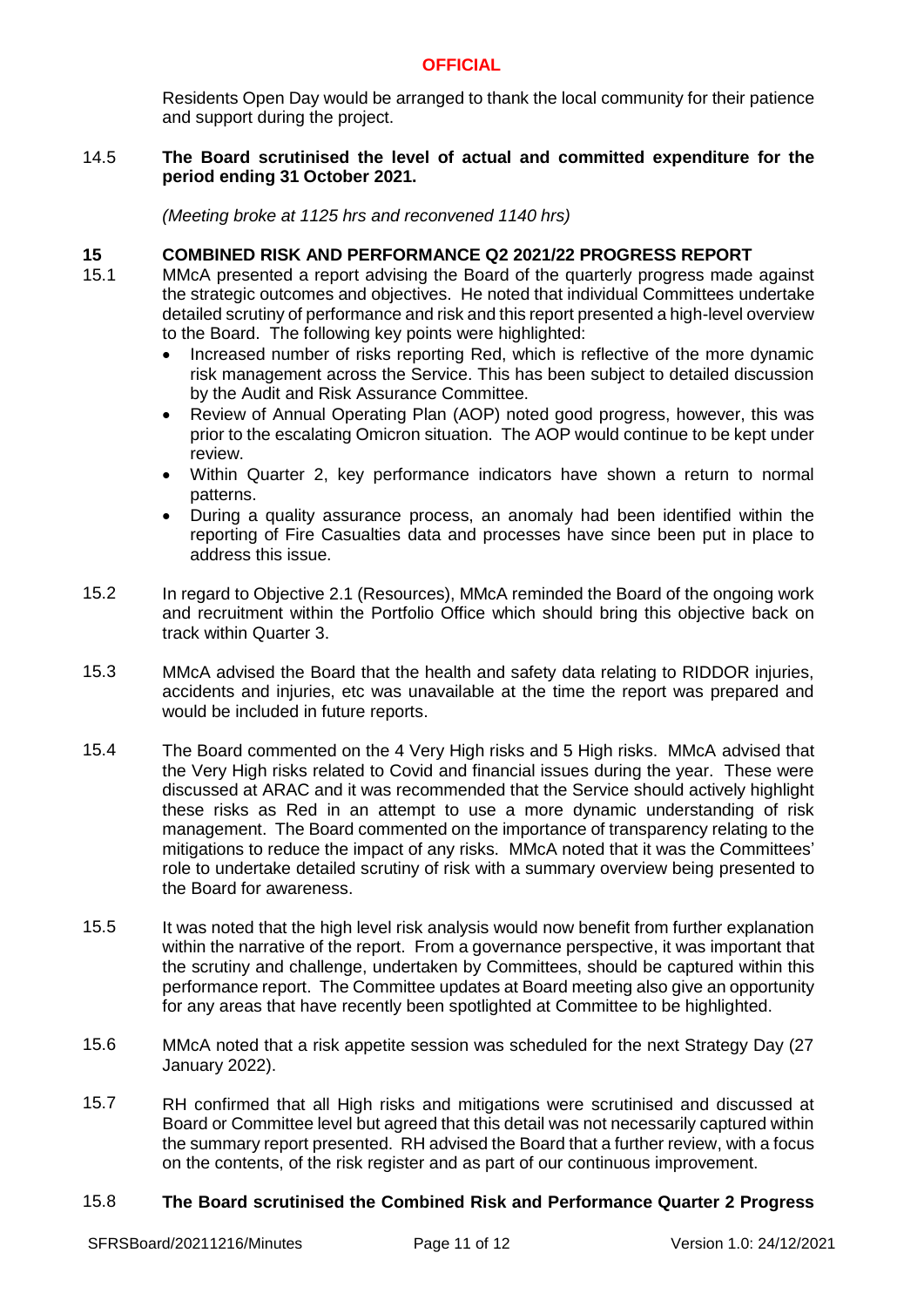Residents Open Day would be arranged to thank the local community for their patience and support during the project.

14.5 **The Board scrutinised the level of actual and committed expenditure for the period ending 31 October 2021.**

*(Meeting broke at 1125 hrs and reconvened 1140 hrs)*

## 15 COMBINED RISK AND PERFORMANCE Q2 2021/22 PROGRESS REPORT

15.1 MMcA presented a report advising the Board of the quarterly progress made against the strategic outcomes and objectives. He noted that individual Committees undertake detailed scrutiny of performance and risk and this report presented a high-level overview to the Board. The following key points were highlighted:

- Increased number of risks reporting Red, which is reflective of the more dynamic risk management across the Service. This has been subject to detailed discussion by the Audit and Risk Assurance Committee.
- Review of Annual Operating Plan (AOP) noted good progress, however, this was prior to the escalating Omicron situation. The AOP would continue to be kept under review.
- Within Quarter 2, key performance indicators have shown a return to normal patterns.
- During a quality assurance process, an anomaly had been identified within the reporting of Fire Casualties data and processes have since been put in place to address this issue.

15.2 In regard to Objective 2.1 (Resources), MMcA reminded the Board of the ongoing work and recruitment within the Portfolio Office which should bring this objective back on track within Quarter 3.

15.3 MMcA advised the Board that the health and safety data relating to RIDDOR injuries, accidents and injuries, etc was unavailable at the time the report was prepared and would be included in future reports.

15.4 The Board commented on the 4 Very High risks and 5 High risks. MMcA advised that the Very High risks related to Covid and financial issues during the year. These were discussed at ARAC and it was recommended that the Service should actively highlight these risks as Red in an attempt to use a more dynamic understanding of risk management. The Board commented on the importance of transparency relating to the mitigations to reduce the impact of any risks. MMcA noted that it was the Committees' role to undertake detailed scrutiny of risk with a summary overview being presented to the Board for awareness.

15.5 It was noted that the high level risk analysis would now benefit from further explanation within the narrative of the report. From a governance perspective, it was important that the scrutiny and challenge, undertaken by Committees, should be captured within this performance report. The Committee updates at Board meeting also give an opportunity for any areas that have recently been spotlighted at Committee to be highlighted.

15.6 MMcA noted that a risk appetite session was scheduled for the next Strategy Day (27 January 2022).

15.7 RH confirmed that all High risks and mitigations were scrutinised and discussed at Board or Committee level but agreed that this detail was not necessarily captured within the summary report presented. RH advised the Board that a further review, with a focus on the contents, of the risk register and as part of our continuous improvement.

15.8 **The Board scrutinised the Combined Risk and Performance Quarter 2 Progress**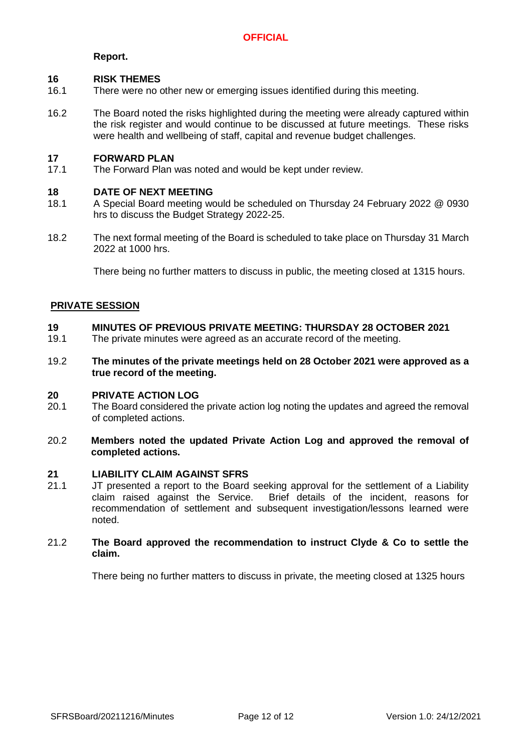**Report.**

## 16 RISK THEMES

16.1 There were no other new or emerging issues identified during this meeting.

16.2 The Board noted the risks highlighted during the meeting were already captured within the risk register and would continue to be discussed at future meetings. These risks were health and wellbeing of staff, capital and revenue budget challenges.

## 17 FORWARD PLAN

17.1 The Forward Plan was noted and would be kept under review.

## 18 DATE OF NEXT MEETING

18.1 A Special Board meeting would be scheduled on Thursday 24 February 2022 @ 0930 hrs to discuss the Budget Strategy 2022-25.

18.2 The next formal meeting of the Board is scheduled to take place on Thursday 31 March 2022 at 1000 hrs.

There being no further matters to discuss in public, the meeting closed at 1315 hours.

## PRIVATE SESSION

## 19 MINUTES OF PREVIOUS PRIVATE MEETING: THURSDAY 28 OCTOBER 2021

19.1 The private minutes were agreed as an accurate record of the meeting.

19.2 **The minutes of the private meetings held on 28 October 2021 were approved as a true record of the meeting.**

## 20 PRIVATE ACTION LOG

20.1 The Board considered the private action log noting the updates and agreed the removal of completed actions.

20.2 **Members noted the updated Private Action Log and approved the removal of completed actions.**

## 21 LIABILITY CLAIM AGAINST SFRS

21.1 JT presented a report to the Board seeking approval for the settlement of a Liability claim raised against the Service. Brief details of the incident, reasons for recommendation of settlement and subsequent investigation/lessons learned were noted.

21.2 **The Board approved the recommendation to instruct Clyde & Co to settle the claim.**

There being no further matters to discuss in private, the meeting closed at 1325 hours